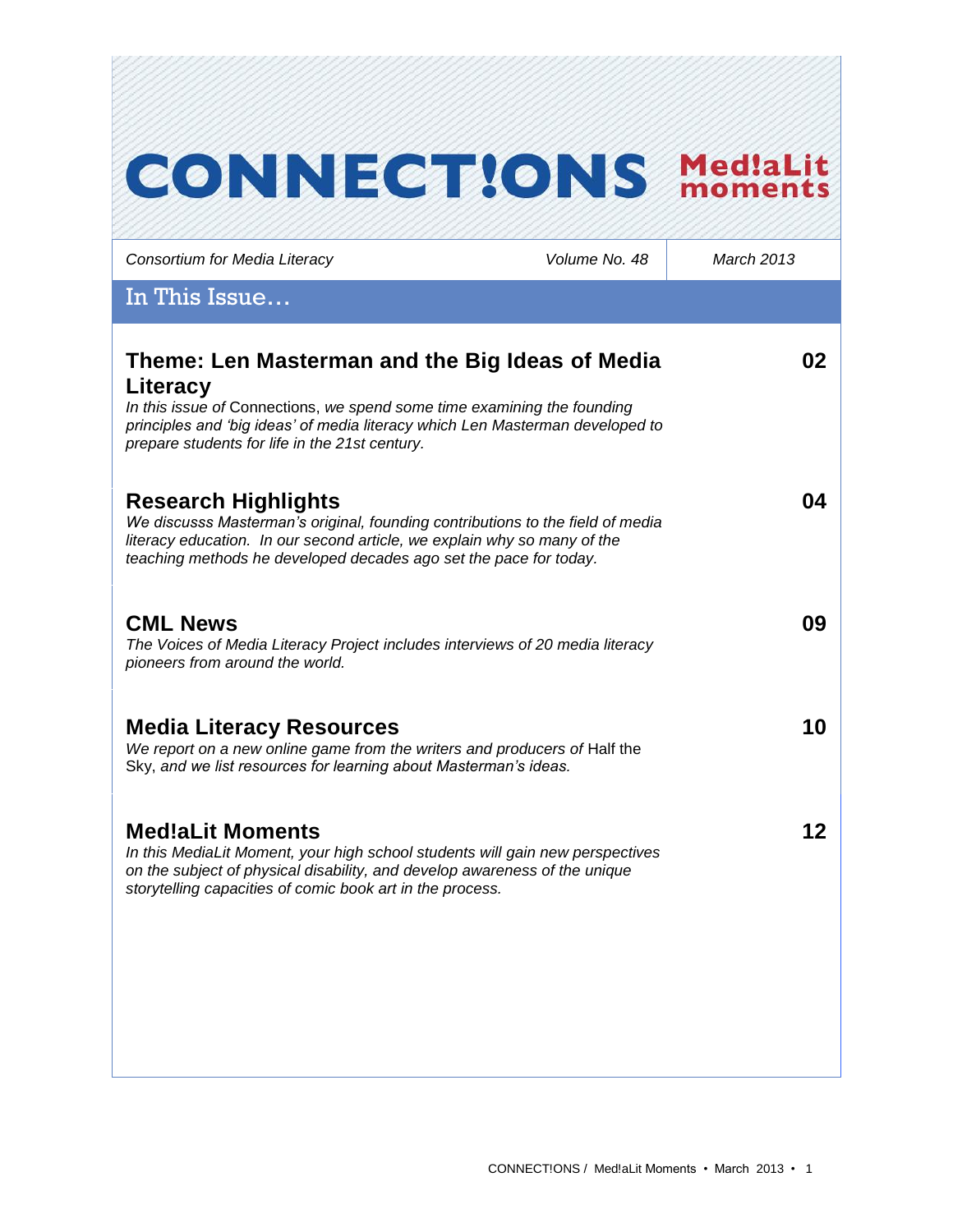# CONNECT!ONS Med!aLit moments

*Consortium for Media Literacy* | *Volume No. 48* | *March 2013*

## In This Issue…

### Theme: Len Masterman and the Big Ideas of Media Literacy — 02

*In this issue of* Connections, *we spend some time examining the founding principles and 'big ideas' of media literacy which Len Masterman developed to prepare students for life in the 21st century.*

### Research Highlights — 04

*We discusss Masterman's original, founding contributions to the field of media literacy education. In our second article, we explain why so many of the teaching methods he developed decades ago set the pace for today.*

### CML News — 09

*The Voices of Media Literacy Project includes interviews of 20 media literacy pioneers from around the world.*

### Media Literacy Resources — 10

*We report on a new online game from the writers and producers of* Half the Sky, *and we list resources for learning about Masterman's ideas.*

### Med!aLit Moments — 12

*In this MediaLit Moment, your high school students will gain new perspectives on the subject of physical disability, and develop awareness of the unique storytelling capacities of comic book art in the process.*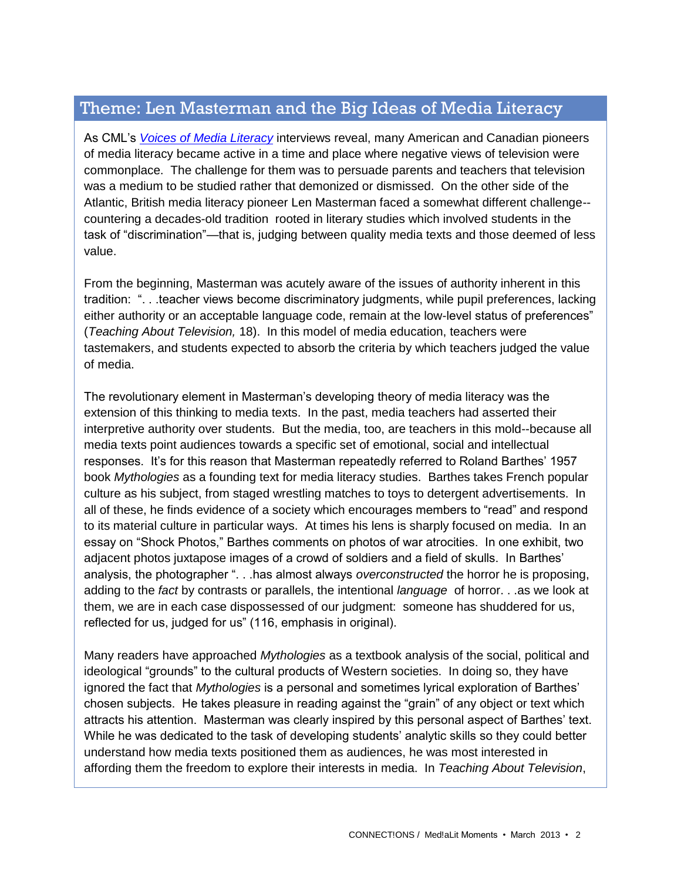## Theme: Len Masterman and the Big Ideas of Media Literacy

As CML's *Voices of Media Literacy* interviews reveal, many American and Canadian pioneers of media literacy became active in a time and place where negative views of television were commonplace. The challenge for them was to persuade parents and teachers that television was a medium to be studied rather that demonized or dismissed. On the other side of the Atlantic, British media literacy pioneer Len Masterman faced a somewhat different challenge--countering a decades-old tradition rooted in literary studies which involved students in the task of "discrimination"—that is, judging between quality media texts and those deemed of less value.

From the beginning, Masterman was acutely aware of the issues of authority inherent in this tradition: ". . .teacher views become discriminatory judgments, while pupil preferences, lacking either authority or an acceptable language code, remain at the low-level status of preferences" (*Teaching About Television,* 18). In this model of media education, teachers were tastemakers, and students expected to absorb the criteria by which teachers judged the value of media.

The revolutionary element in Masterman's developing theory of media literacy was the extension of this thinking to media texts. In the past, media teachers had asserted their interpretive authority over students. But the media, too, are teachers in this mold--because all media texts point audiences towards a specific set of emotional, social and intellectual responses. It's for this reason that Masterman repeatedly referred to Roland Barthes' 1957 book *Mythologies* as a founding text for media literacy studies. Barthes takes French popular culture as his subject, from staged wrestling matches to toys to detergent advertisements. In all of these, he finds evidence of a society which encourages members to "read" and respond to its material culture in particular ways. At times his lens is sharply focused on media. In an essay on "Shock Photos," Barthes comments on photos of war atrocities. In one exhibit, two adjacent photos juxtapose images of a crowd of soldiers and a field of skulls. In Barthes' analysis, the photographer ". . .has almost always *overconstructed* the horror he is proposing, adding to the *fact* by contrasts or parallels, the intentional *language* of horror. . .as we look at them, we are in each case dispossessed of our judgment: someone has shuddered for us, reflected for us, judged for us" (116, emphasis in original).

Many readers have approached *Mythologies* as a textbook analysis of the social, political and ideological "grounds" to the cultural products of Western societies. In doing so, they have ignored the fact that *Mythologies* is a personal and sometimes lyrical exploration of Barthes' chosen subjects. He takes pleasure in reading against the "grain" of any object or text which attracts his attention. Masterman was clearly inspired by this personal aspect of Barthes' text. While he was dedicated to the task of developing students' analytic skills so they could better understand how media texts positioned them as audiences, he was most interested in affording them the freedom to explore their interests in media. In *Teaching About Television*,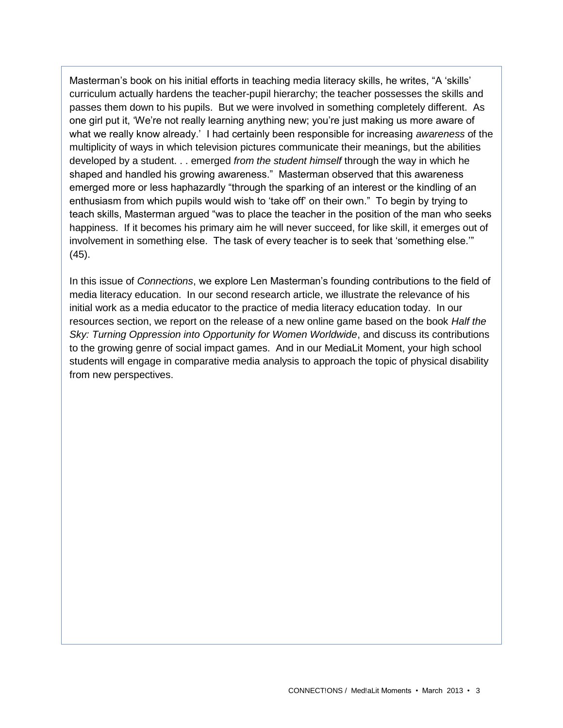Masterman's book on his initial efforts in teaching media literacy skills, he writes, "A 'skills' curriculum actually hardens the teacher-pupil hierarchy; the teacher possesses the skills and passes them down to his pupils. But we were involved in something completely different. As one girl put it, 'We're not really learning anything new; you're just making us more aware of what we really know already.' I had certainly been responsible for increasing *awareness* of the multiplicity of ways in which television pictures communicate their meanings, but the abilities developed by a student. . . emerged *from the student himself* through the way in which he shaped and handled his growing awareness." Masterman observed that this awareness emerged more or less haphazardly "through the sparking of an interest or the kindling of an enthusiasm from which pupils would wish to 'take off' on their own." To begin by trying to teach skills, Masterman argued "was to place the teacher in the position of the man who seeks happiness. If it becomes his primary aim he will never succeed, for like skill, it emerges out of involvement in something else. The task of every teacher is to seek that 'something else.'" (45).

In this issue of *Connections*, we explore Len Masterman's founding contributions to the field of media literacy education. In our second research article, we illustrate the relevance of his initial work as a media educator to the practice of media literacy education today. In our resources section, we report on the release of a new online game based on the book *Half the Sky: Turning Oppression into Opportunity for Women Worldwide*, and discuss its contributions to the growing genre of social impact games. And in our MediaLit Moment, your high school students will engage in comparative media analysis to approach the topic of physical disability from new perspectives.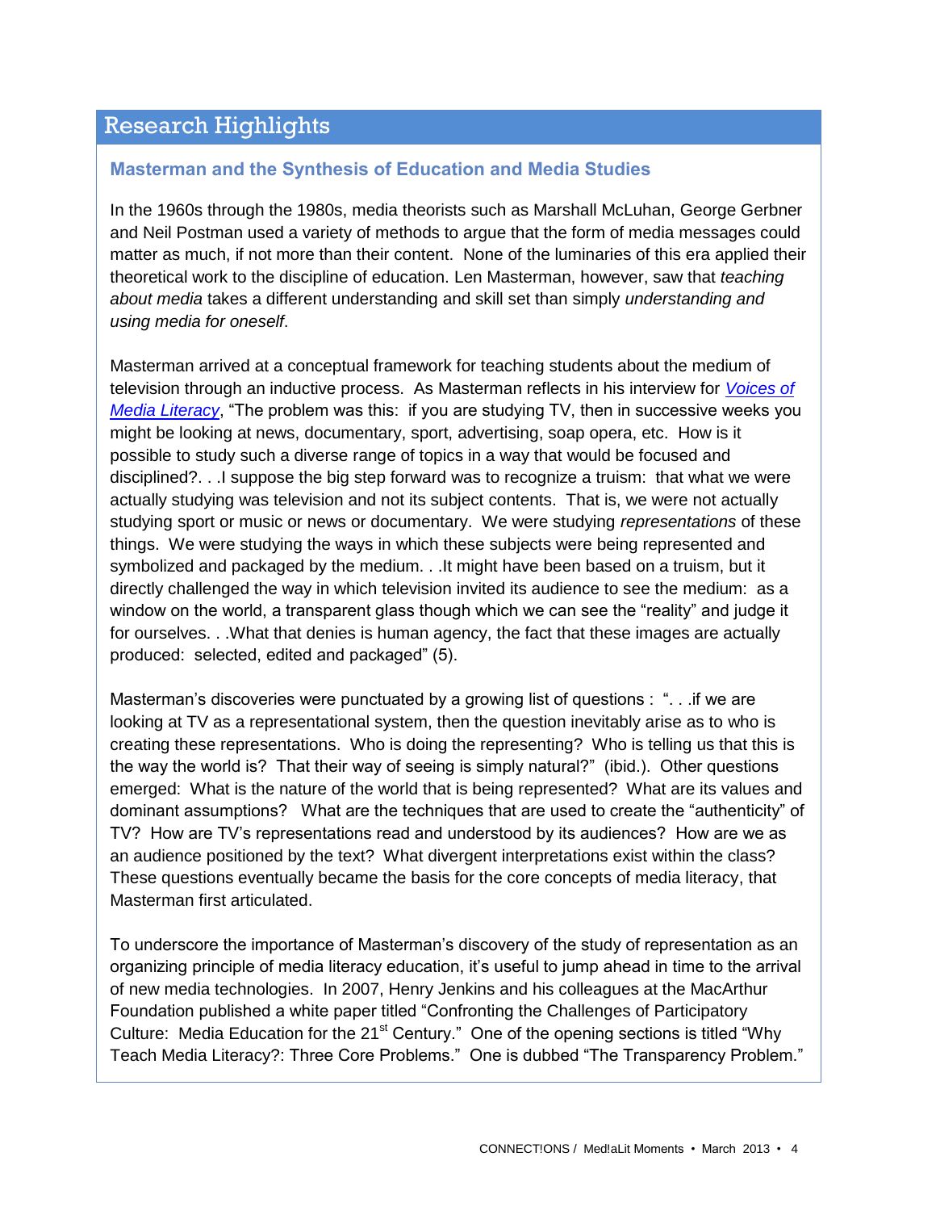## Research Highlights

### Masterman and the Synthesis of Education and Media Studies

In the 1960s through the 1980s, media theorists such as Marshall McLuhan, George Gerbner and Neil Postman used a variety of methods to argue that the form of media messages could matter as much, if not more than their content. None of the luminaries of this era applied their theoretical work to the discipline of education. Len Masterman, however, saw that *teaching about media* takes a different understanding and skill set than simply *understanding and using media for oneself*.

Masterman arrived at a conceptual framework for teaching students about the medium of television through an inductive process. As Masterman reflects in his interview for *Voices of Media Literacy*, "The problem was this: if you are studying TV, then in successive weeks you might be looking at news, documentary, sport, advertising, soap opera, etc. How is it possible to study such a diverse range of topics in a way that would be focused and disciplined?. . .I suppose the big step forward was to recognize a truism: that what we were actually studying was television and not its subject contents. That is, we were not actually studying sport or music or news or documentary. We were studying *representations* of these things. We were studying the ways in which these subjects were being represented and symbolized and packaged by the medium. . .It might have been based on a truism, but it directly challenged the way in which television invited its audience to see the medium: as a window on the world, a transparent glass though which we can see the "reality" and judge it for ourselves. . .What that denies is human agency, the fact that these images are actually produced: selected, edited and packaged" (5).

Masterman's discoveries were punctuated by a growing list of questions : ". . .if we are looking at TV as a representational system, then the question inevitably arise as to who is creating these representations. Who is doing the representing? Who is telling us that this is the way the world is? That their way of seeing is simply natural?" (ibid.). Other questions emerged: What is the nature of the world that is being represented? What are its values and dominant assumptions? What are the techniques that are used to create the "authenticity" of TV? How are TV's representations read and understood by its audiences? How are we as an audience positioned by the text? What divergent interpretations exist within the class? These questions eventually became the basis for the core concepts of media literacy, that Masterman first articulated.

To underscore the importance of Masterman's discovery of the study of representation as an organizing principle of media literacy education, it's useful to jump ahead in time to the arrival of new media technologies. In 2007, Henry Jenkins and his colleagues at the MacArthur Foundation published a white paper titled "Confronting the Challenges of Participatory Culture: Media Education for the 21st Century." One of the opening sections is titled "Why Teach Media Literacy?: Three Core Problems." One is dubbed "The Transparency Problem."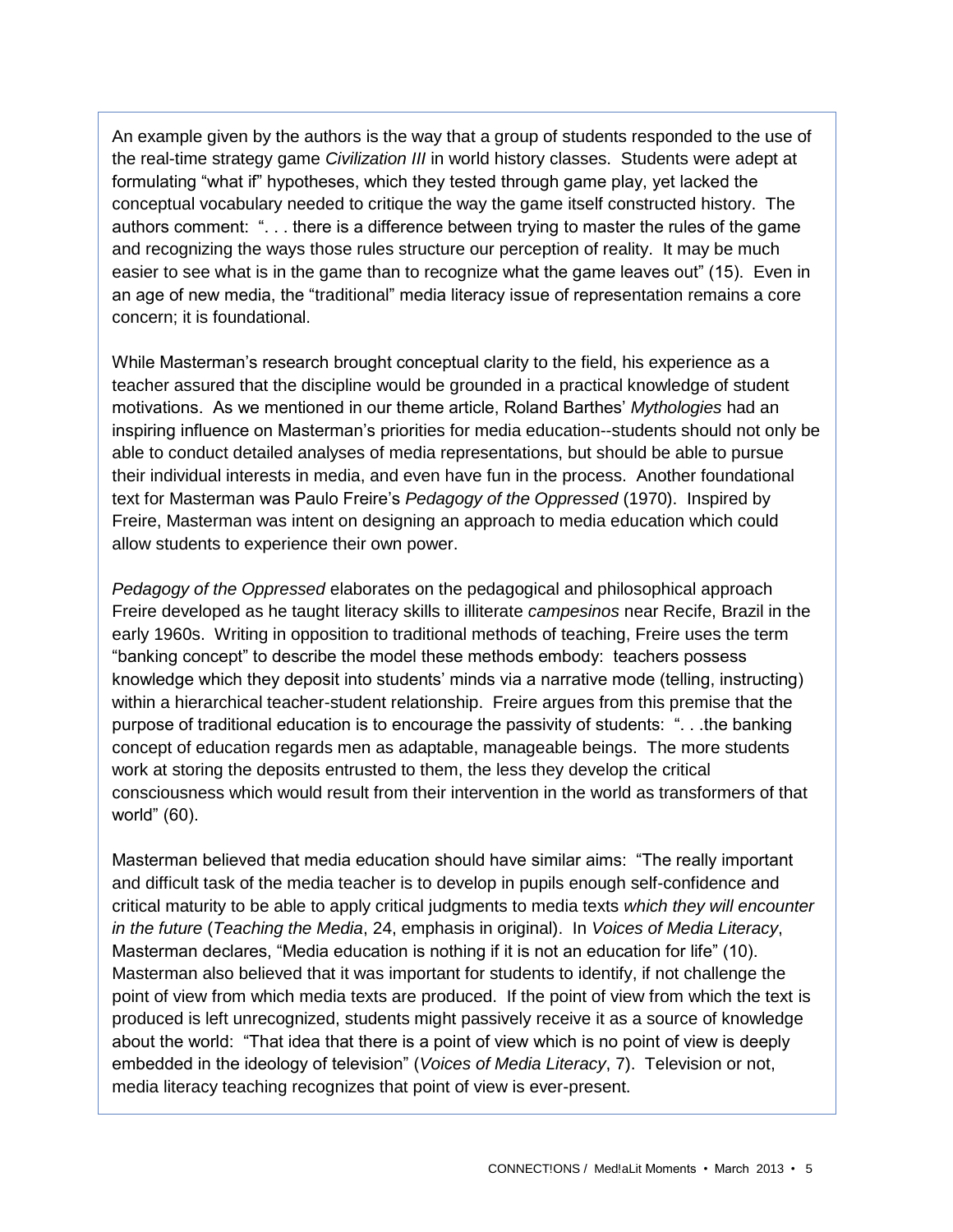An example given by the authors is the way that a group of students responded to the use of the real-time strategy game *Civilization III* in world history classes. Students were adept at formulating "what if" hypotheses, which they tested through game play, yet lacked the conceptual vocabulary needed to critique the way the game itself constructed history. The authors comment: ". . . there is a difference between trying to master the rules of the game and recognizing the ways those rules structure our perception of reality. It may be much easier to see what is in the game than to recognize what the game leaves out" (15). Even in an age of new media, the "traditional" media literacy issue of representation remains a core concern; it is foundational.

While Masterman's research brought conceptual clarity to the field, his experience as a teacher assured that the discipline would be grounded in a practical knowledge of student motivations. As we mentioned in our theme article, Roland Barthes' *Mythologies* had an inspiring influence on Masterman's priorities for media education--students should not only be able to conduct detailed analyses of media representations, but should be able to pursue their individual interests in media, and even have fun in the process. Another foundational text for Masterman was Paulo Freire's *Pedagogy of the Oppressed* (1970). Inspired by Freire, Masterman was intent on designing an approach to media education which could allow students to experience their own power.

*Pedagogy of the Oppressed* elaborates on the pedagogical and philosophical approach Freire developed as he taught literacy skills to illiterate *campesinos* near Recife, Brazil in the early 1960s. Writing in opposition to traditional methods of teaching, Freire uses the term "banking concept" to describe the model these methods embody: teachers possess knowledge which they deposit into students' minds via a narrative mode (telling, instructing) within a hierarchical teacher-student relationship. Freire argues from this premise that the purpose of traditional education is to encourage the passivity of students: ". . .the banking concept of education regards men as adaptable, manageable beings. The more students work at storing the deposits entrusted to them, the less they develop the critical consciousness which would result from their intervention in the world as transformers of that world" (60).

Masterman believed that media education should have similar aims: "The really important and difficult task of the media teacher is to develop in pupils enough self-confidence and critical maturity to be able to apply critical judgments to media texts *which they will encounter in the future* (*Teaching the Media*, 24, emphasis in original). In *Voices of Media Literacy*, Masterman declares, "Media education is nothing if it is not an education for life" (10). Masterman also believed that it was important for students to identify, if not challenge the point of view from which media texts are produced. If the point of view from which the text is produced is left unrecognized, students might passively receive it as a source of knowledge about the world: "That idea that there is a point of view which is no point of view is deeply embedded in the ideology of television" (*Voices of Media Literacy*, 7). Television or not, media literacy teaching recognizes that point of view is ever-present.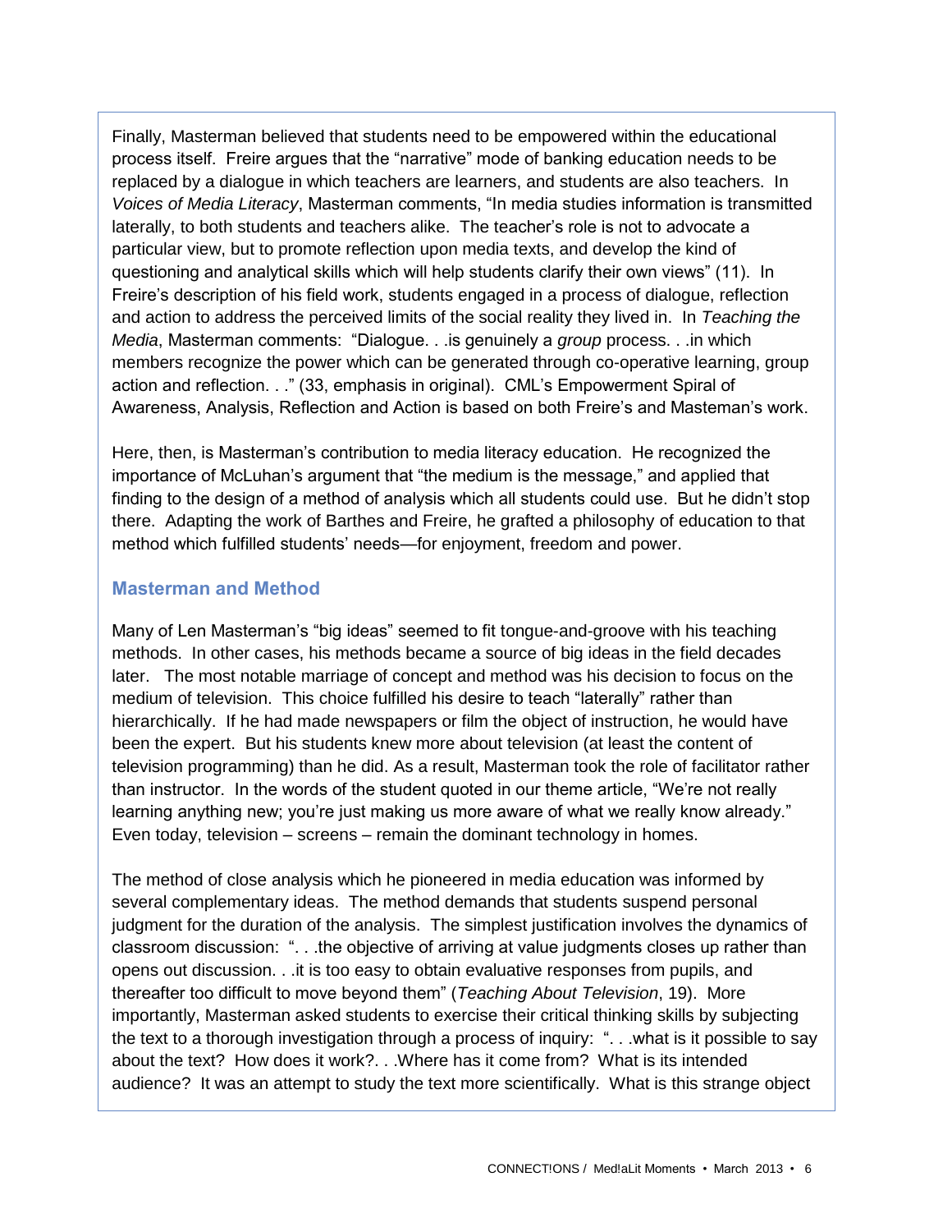Finally, Masterman believed that students need to be empowered within the educational process itself. Freire argues that the "narrative" mode of banking education needs to be replaced by a dialogue in which teachers are learners, and students are also teachers. In *Voices of Media Literacy*, Masterman comments, "In media studies information is transmitted laterally, to both students and teachers alike. The teacher's role is not to advocate a particular view, but to promote reflection upon media texts, and develop the kind of questioning and analytical skills which will help students clarify their own views" (11). In Freire's description of his field work, students engaged in a process of dialogue, reflection and action to address the perceived limits of the social reality they lived in. In *Teaching the Media*, Masterman comments: "Dialogue. . .is genuinely a *group* process. . .in which members recognize the power which can be generated through co-operative learning, group action and reflection. . ." (33, emphasis in original). CML's Empowerment Spiral of Awareness, Analysis, Reflection and Action is based on both Freire's and Masteman's work.

Here, then, is Masterman's contribution to media literacy education. He recognized the importance of McLuhan's argument that "the medium is the message," and applied that finding to the design of a method of analysis which all students could use. But he didn't stop there. Adapting the work of Barthes and Freire, he grafted a philosophy of education to that method which fulfilled students' needs—for enjoyment, freedom and power.

### Masterman and Method

Many of Len Masterman's "big ideas" seemed to fit tongue-and-groove with his teaching methods. In other cases, his methods became a source of big ideas in the field decades later. The most notable marriage of concept and method was his decision to focus on the medium of television. This choice fulfilled his desire to teach "laterally" rather than hierarchically. If he had made newspapers or film the object of instruction, he would have been the expert. But his students knew more about television (at least the content of television programming) than he did. As a result, Masterman took the role of facilitator rather than instructor. In the words of the student quoted in our theme article, "We're not really learning anything new; you're just making us more aware of what we really know already." Even today, television – screens – remain the dominant technology in homes.

The method of close analysis which he pioneered in media education was informed by several complementary ideas. The method demands that students suspend personal judgment for the duration of the analysis. The simplest justification involves the dynamics of classroom discussion: ". . .the objective of arriving at value judgments closes up rather than opens out discussion. . .it is too easy to obtain evaluative responses from pupils, and thereafter too difficult to move beyond them" (*Teaching About Television*, 19). More importantly, Masterman asked students to exercise their critical thinking skills by subjecting the text to a thorough investigation through a process of inquiry: ". . .what is it possible to say about the text? How does it work?. . .Where has it come from? What is its intended audience? It was an attempt to study the text more scientifically. What is this strange object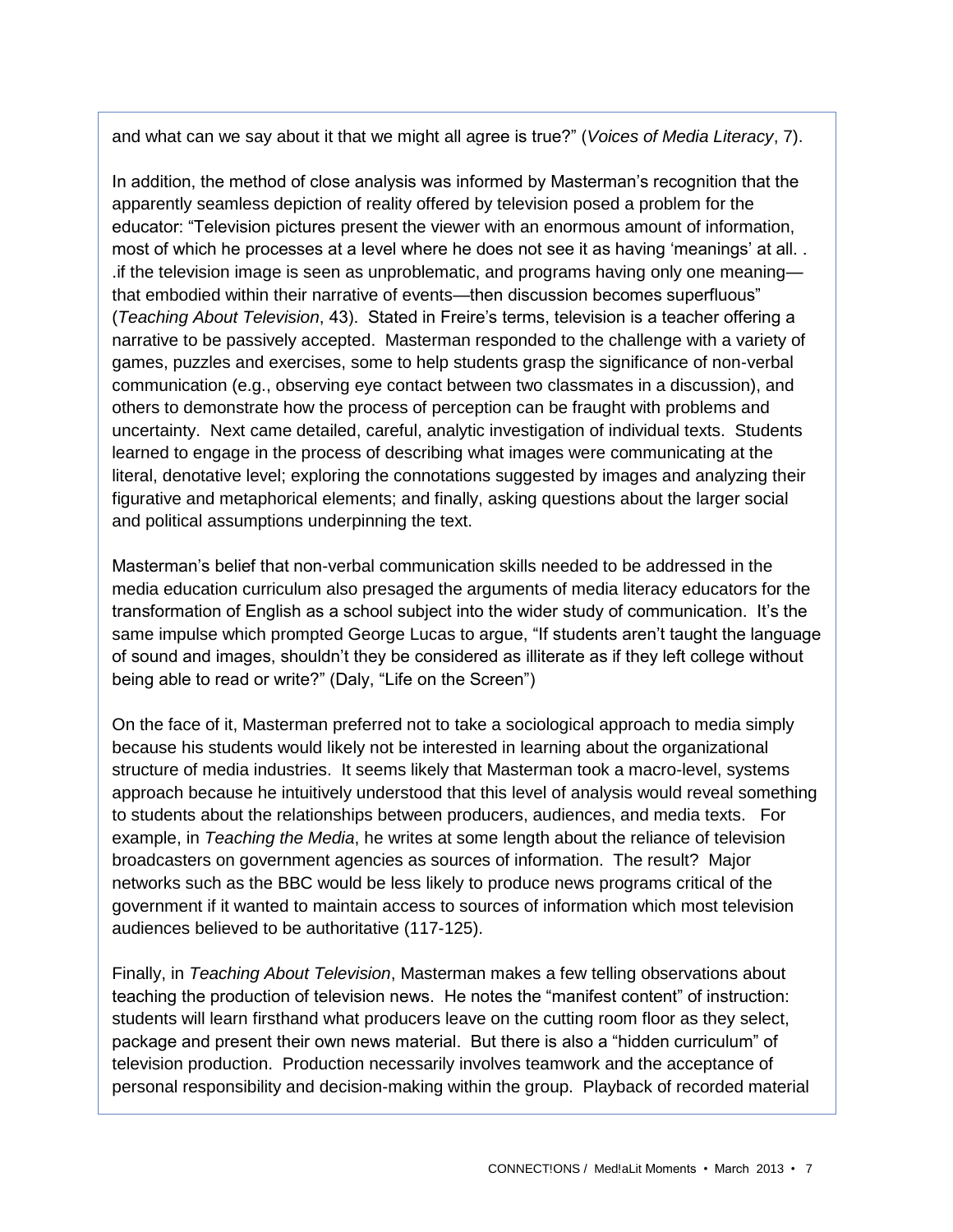and what can we say about it that we might all agree is true?" (*Voices of Media Literacy*, 7).

In addition, the method of close analysis was informed by Masterman's recognition that the apparently seamless depiction of reality offered by television posed a problem for the educator: "Television pictures present the viewer with an enormous amount of information, most of which he processes at a level where he does not see it as having 'meanings' at all. . .if the television image is seen as unproblematic, and programs having only one meaning—that embodied within their narrative of events—then discussion becomes superfluous" (*Teaching About Television*, 43). Stated in Freire's terms, television is a teacher offering a narrative to be passively accepted. Masterman responded to the challenge with a variety of games, puzzles and exercises, some to help students grasp the significance of non-verbal communication (e.g., observing eye contact between two classmates in a discussion), and others to demonstrate how the process of perception can be fraught with problems and uncertainty. Next came detailed, careful, analytic investigation of individual texts. Students learned to engage in the process of describing what images were communicating at the literal, denotative level; exploring the connotations suggested by images and analyzing their figurative and metaphorical elements; and finally, asking questions about the larger social and political assumptions underpinning the text.

Masterman's belief that non-verbal communication skills needed to be addressed in the media education curriculum also presaged the arguments of media literacy educators for the transformation of English as a school subject into the wider study of communication. It's the same impulse which prompted George Lucas to argue, "If students aren't taught the language of sound and images, shouldn't they be considered as illiterate as if they left college without being able to read or write?" (Daly, "Life on the Screen")

On the face of it, Masterman preferred not to take a sociological approach to media simply because his students would likely not be interested in learning about the organizational structure of media industries. It seems likely that Masterman took a macro-level, systems approach because he intuitively understood that this level of analysis would reveal something to students about the relationships between producers, audiences, and media texts. For example, in *Teaching the Media*, he writes at some length about the reliance of television broadcasters on government agencies as sources of information. The result? Major networks such as the BBC would be less likely to produce news programs critical of the government if it wanted to maintain access to sources of information which most television audiences believed to be authoritative (117-125).

Finally, in *Teaching About Television*, Masterman makes a few telling observations about teaching the production of television news. He notes the "manifest content" of instruction: students will learn firsthand what producers leave on the cutting room floor as they select, package and present their own news material. But there is also a "hidden curriculum" of television production. Production necessarily involves teamwork and the acceptance of personal responsibility and decision-making within the group. Playback of recorded material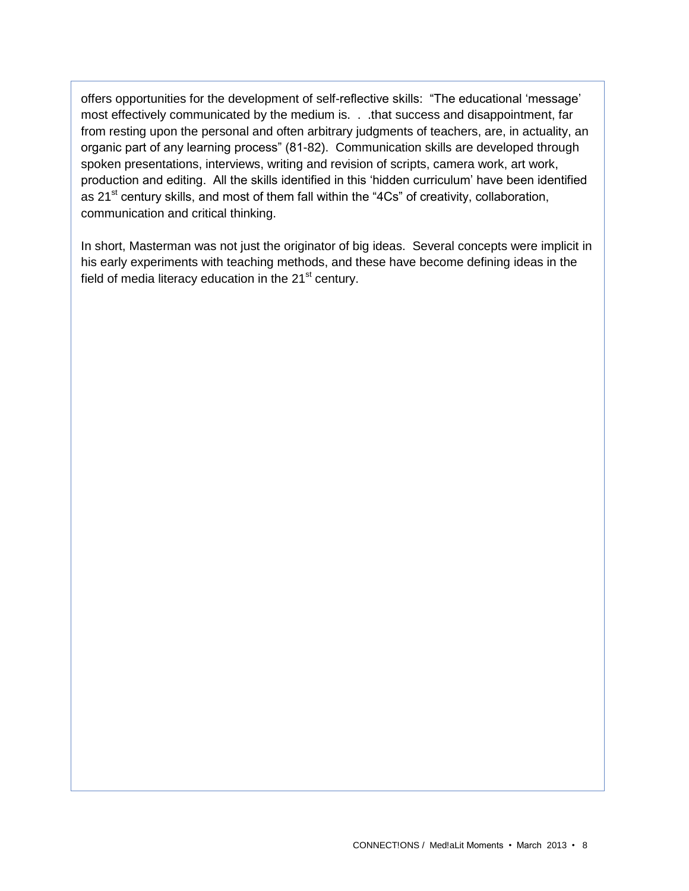offers opportunities for the development of self-reflective skills: "The educational 'message' most effectively communicated by the medium is. . .that success and disappointment, far from resting upon the personal and often arbitrary judgments of teachers, are, in actuality, an organic part of any learning process" (81-82). Communication skills are developed through spoken presentations, interviews, writing and revision of scripts, camera work, art work, production and editing. All the skills identified in this 'hidden curriculum' have been identified as 21st century skills, and most of them fall within the "4Cs" of creativity, collaboration, communication and critical thinking.

In short, Masterman was not just the originator of big ideas. Several concepts were implicit in his early experiments with teaching methods, and these have become defining ideas in the field of media literacy education in the 21st century.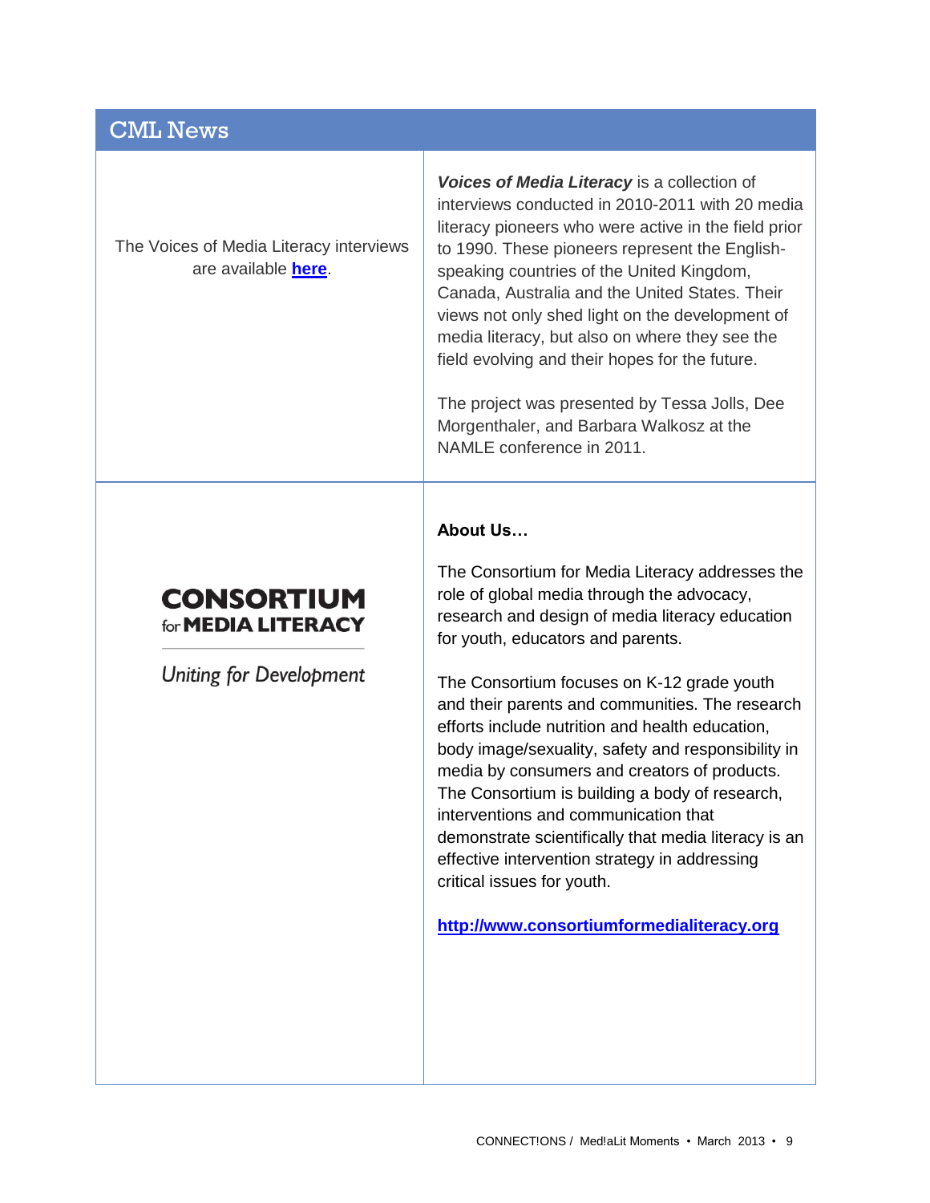## CML News

The Voices of Media Literacy interviews are available **here**.

***Voices of Media Literacy*** is a collection of interviews conducted in 2010-2011 with 20 media literacy pioneers who were active in the field prior to 1990. These pioneers represent the English-speaking countries of the United Kingdom, Canada, Australia and the United States. Their views not only shed light on the development of media literacy, but also on where they see the field evolving and their hopes for the future.

The project was presented by Tessa Jolls, Dee Morgenthaler, and Barbara Walkosz at the NAMLE conference in 2011.

**CONSORTIUM for MEDIA LITERACY**

*Uniting for Development*

**About Us…**

The Consortium for Media Literacy addresses the role of global media through the advocacy, research and design of media literacy education for youth, educators and parents.

The Consortium focuses on K-12 grade youth and their parents and communities. The research efforts include nutrition and health education, body image/sexuality, safety and responsibility in media by consumers and creators of products. The Consortium is building a body of research, interventions and communication that demonstrate scientifically that media literacy is an effective intervention strategy in addressing critical issues for youth.

**http://www.consortiumformedialiteracy.org**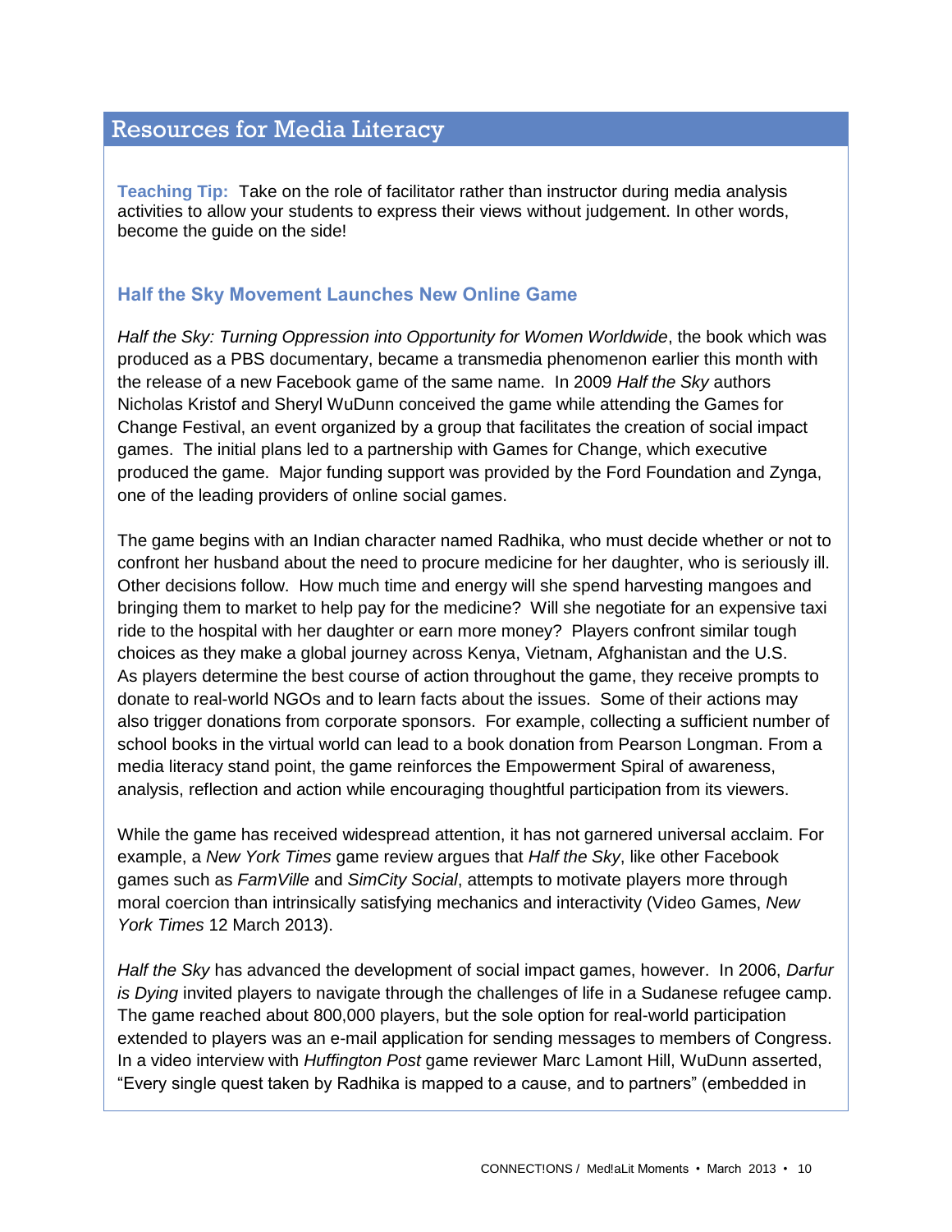## Resources for Media Literacy

**Teaching Tip:** Take on the role of facilitator rather than instructor during media analysis activities to allow your students to express their views without judgement. In other words, become the guide on the side!

### Half the Sky Movement Launches New Online Game

*Half the Sky: Turning Oppression into Opportunity for Women Worldwide*, the book which was produced as a PBS documentary, became a transmedia phenomenon earlier this month with the release of a new Facebook game of the same name. In 2009 *Half the Sky* authors Nicholas Kristof and Sheryl WuDunn conceived the game while attending the Games for Change Festival, an event organized by a group that facilitates the creation of social impact games. The initial plans led to a partnership with Games for Change, which executive produced the game. Major funding support was provided by the Ford Foundation and Zynga, one of the leading providers of online social games.

The game begins with an Indian character named Radhika, who must decide whether or not to confront her husband about the need to procure medicine for her daughter, who is seriously ill. Other decisions follow. How much time and energy will she spend harvesting mangoes and bringing them to market to help pay for the medicine? Will she negotiate for an expensive taxi ride to the hospital with her daughter or earn more money? Players confront similar tough choices as they make a global journey across Kenya, Vietnam, Afghanistan and the U.S. As players determine the best course of action throughout the game, they receive prompts to donate to real-world NGOs and to learn facts about the issues. Some of their actions may also trigger donations from corporate sponsors. For example, collecting a sufficient number of school books in the virtual world can lead to a book donation from Pearson Longman. From a media literacy stand point, the game reinforces the Empowerment Spiral of awareness, analysis, reflection and action while encouraging thoughtful participation from its viewers.

While the game has received widespread attention, it has not garnered universal acclaim. For example, a *New York Times* game review argues that *Half the Sky*, like other Facebook games such as *FarmVille* and *SimCity Social*, attempts to motivate players more through moral coercion than intrinsically satisfying mechanics and interactivity (Video Games, *New York Times* 12 March 2013).

*Half the Sky* has advanced the development of social impact games, however. In 2006, *Darfur is Dying* invited players to navigate through the challenges of life in a Sudanese refugee camp. The game reached about 800,000 players, but the sole option for real-world participation extended to players was an e-mail application for sending messages to members of Congress. In a video interview with *Huffington Post* game reviewer Marc Lamont Hill, WuDunn asserted, "Every single quest taken by Radhika is mapped to a cause, and to partners" (embedded in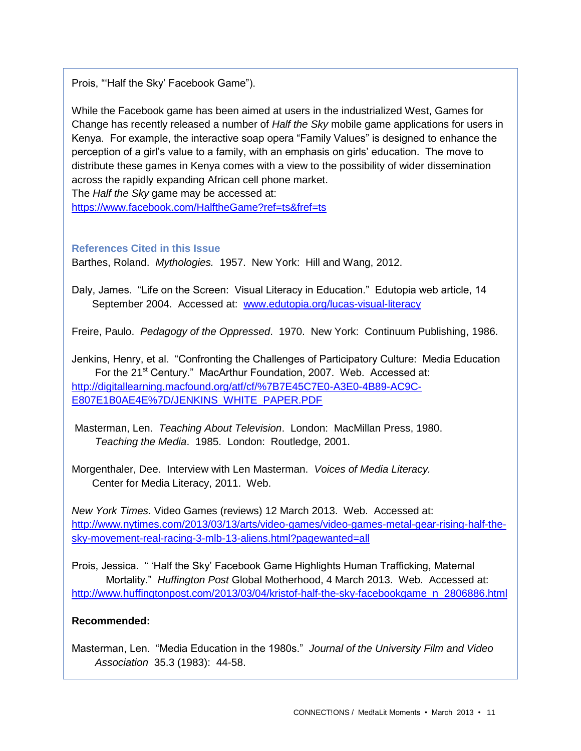Prois, "'Half the Sky' Facebook Game").

While the Facebook game has been aimed at users in the industrialized West, Games for Change has recently released a number of *Half the Sky* mobile game applications for users in Kenya. For example, the interactive soap opera "Family Values" is designed to enhance the perception of a girl's value to a family, with an emphasis on girls' education. The move to distribute these games in Kenya comes with a view to the possibility of wider dissemination across the rapidly expanding African cell phone market.
The *Half the Sky* game may be accessed at:
https://www.facebook.com/HalftheGame?ref=ts&fref=ts

### References Cited in this Issue

Barthes, Roland. *Mythologies.* 1957. New York: Hill and Wang, 2012.

Daly, James. "Life on the Screen: Visual Literacy in Education." Edutopia web article, 14 September 2004. Accessed at: www.edutopia.org/lucas-visual-literacy

Freire, Paulo. *Pedagogy of the Oppressed*. 1970. New York: Continuum Publishing, 1986.

Jenkins, Henry, et al. "Confronting the Challenges of Participatory Culture: Media Education For the 21st Century." MacArthur Foundation, 2007. Web. Accessed at: http://digitallearning.macfound.org/atf/cf/%7B7E45C7E0-A3E0-4B89-AC9C-E807E1B0AE4E%7D/JENKINS_WHITE_PAPER.PDF

Masterman, Len. *Teaching About Television*. London: MacMillan Press, 1980.
*Teaching the Media*. 1985. London: Routledge, 2001.

Morgenthaler, Dee. Interview with Len Masterman. *Voices of Media Literacy.* Center for Media Literacy, 2011. Web.

*New York Times*. Video Games (reviews) 12 March 2013. Web. Accessed at: http://www.nytimes.com/2013/03/13/arts/video-games/video-games-metal-gear-rising-half-the-sky-movement-real-racing-3-mlb-13-aliens.html?pagewanted=all

Prois, Jessica. " 'Half the Sky' Facebook Game Highlights Human Trafficking, Maternal Mortality." *Huffington Post* Global Motherhood, 4 March 2013. Web. Accessed at: http://www.huffingtonpost.com/2013/03/04/kristof-half-the-sky-facebookgame_n_2806886.html

**Recommended:**

Masterman, Len. "Media Education in the 1980s." *Journal of the University Film and Video Association* 35.3 (1983): 44-58.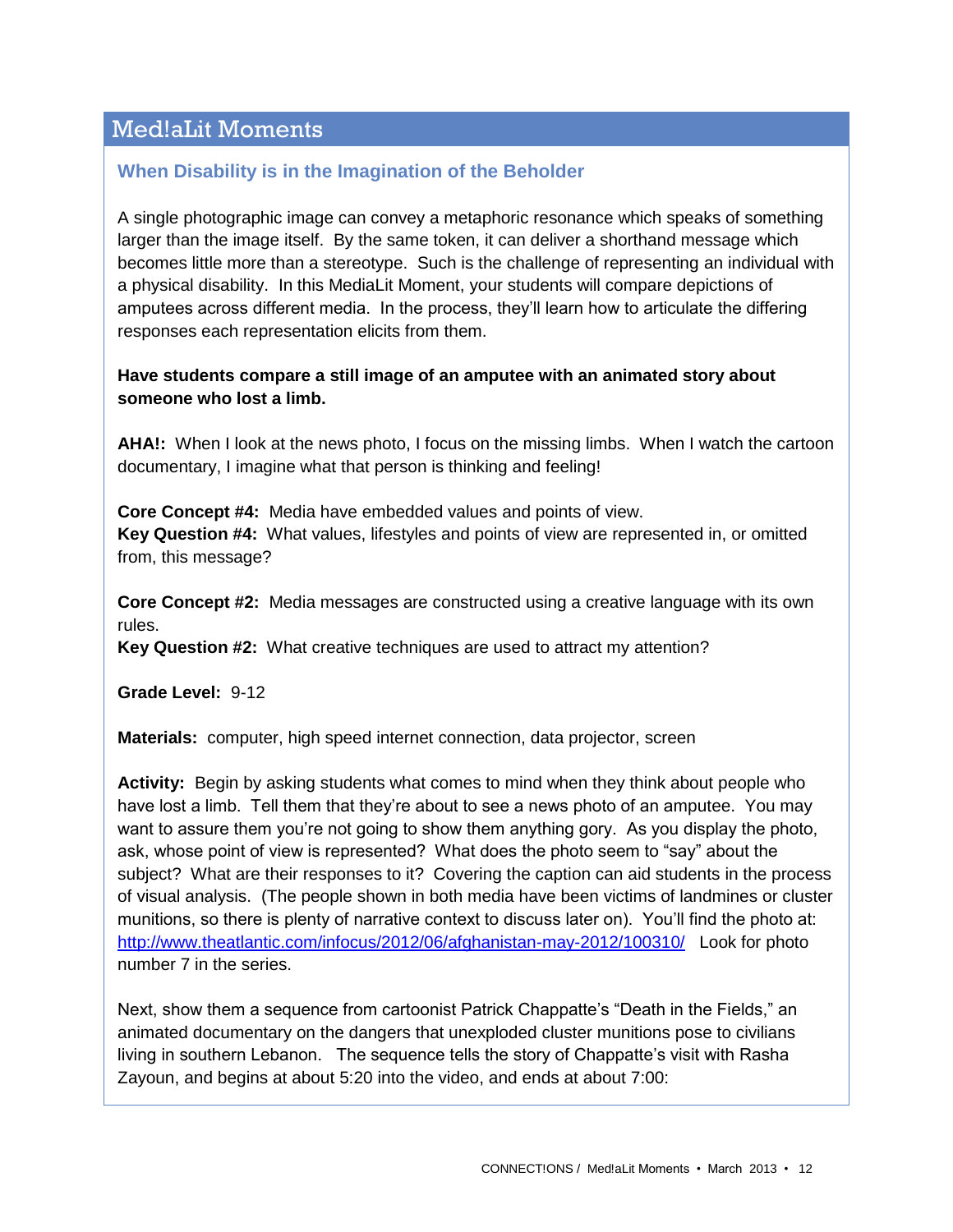## Med!aLit Moments

### When Disability is in the Imagination of the Beholder

A single photographic image can convey a metaphoric resonance which speaks of something larger than the image itself. By the same token, it can deliver a shorthand message which becomes little more than a stereotype. Such is the challenge of representing an individual with a physical disability. In this MediaLit Moment, your students will compare depictions of amputees across different media. In the process, they'll learn how to articulate the differing responses each representation elicits from them.

**Have students compare a still image of an amputee with an animated story about someone who lost a limb.**

**AHA!:** When I look at the news photo, I focus on the missing limbs. When I watch the cartoon documentary, I imagine what that person is thinking and feeling!

**Core Concept #4:** Media have embedded values and points of view.
**Key Question #4:** What values, lifestyles and points of view are represented in, or omitted from, this message?

**Core Concept #2:** Media messages are constructed using a creative language with its own rules.
**Key Question #2:** What creative techniques are used to attract my attention?

**Grade Level:** 9-12

**Materials:** computer, high speed internet connection, data projector, screen

**Activity:** Begin by asking students what comes to mind when they think about people who have lost a limb. Tell them that they're about to see a news photo of an amputee. You may want to assure them you're not going to show them anything gory. As you display the photo, ask, whose point of view is represented? What does the photo seem to "say" about the subject? What are their responses to it? Covering the caption can aid students in the process of visual analysis. (The people shown in both media have been victims of landmines or cluster munitions, so there is plenty of narrative context to discuss later on). You'll find the photo at: http://www.theatlantic.com/infocus/2012/06/afghanistan-may-2012/100310/ Look for photo number 7 in the series.

Next, show them a sequence from cartoonist Patrick Chappatte's "Death in the Fields," an animated documentary on the dangers that unexploded cluster munitions pose to civilians living in southern Lebanon. The sequence tells the story of Chappatte's visit with Rasha Zayoun, and begins at about 5:20 into the video, and ends at about 7:00: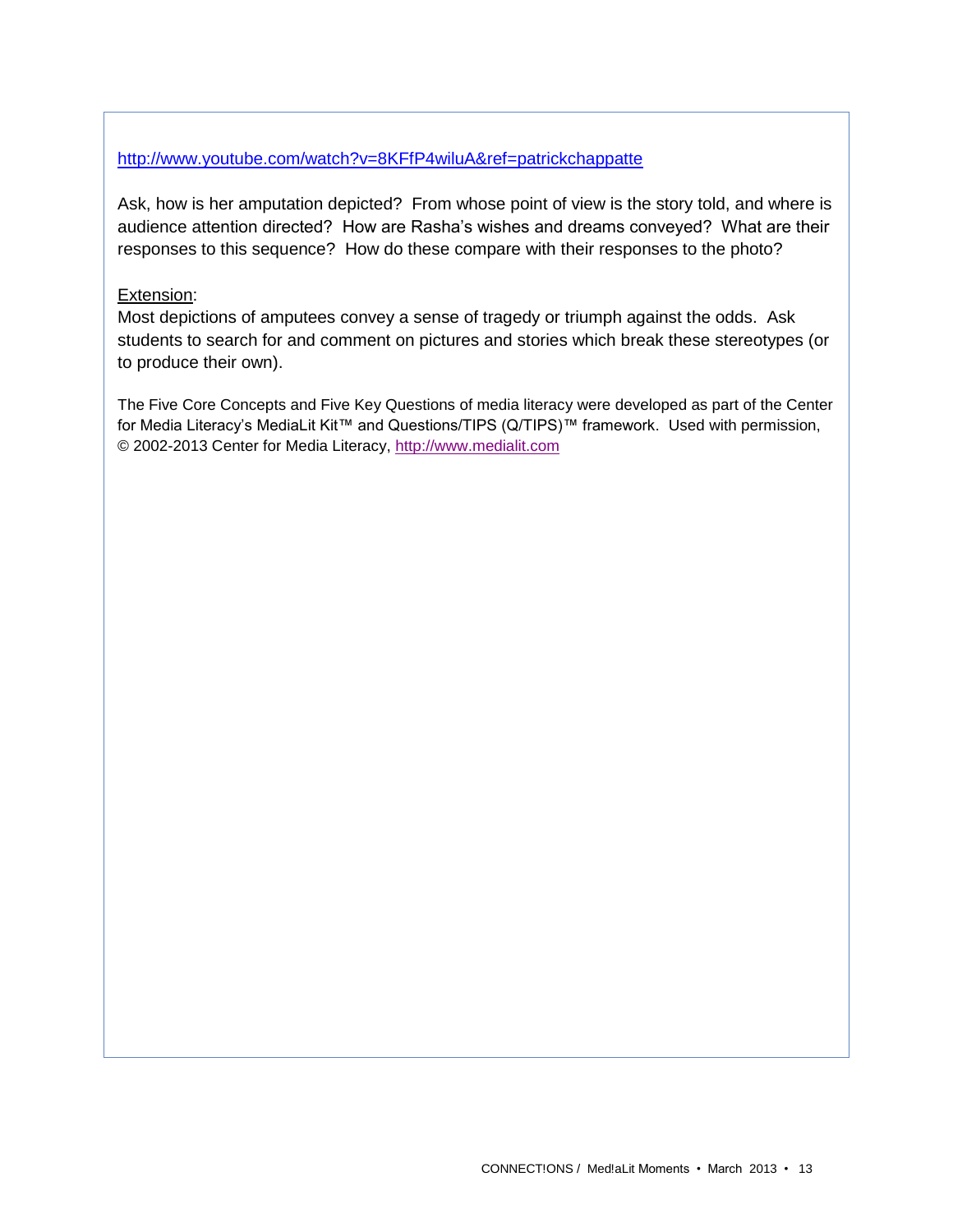http://www.youtube.com/watch?v=8KFfP4wiluA&ref=patrickchappatte

Ask, how is her amputation depicted? From whose point of view is the story told, and where is audience attention directed? How are Rasha's wishes and dreams conveyed? What are their responses to this sequence? How do these compare with their responses to the photo?

Extension:
Most depictions of amputees convey a sense of tragedy or triumph against the odds. Ask students to search for and comment on pictures and stories which break these stereotypes (or to produce their own).

The Five Core Concepts and Five Key Questions of media literacy were developed as part of the Center for Media Literacy's MediaLit Kit™ and Questions/TIPS (Q/TIPS)™ framework. Used with permission, © 2002-2013 Center for Media Literacy, http://www.medialit.com